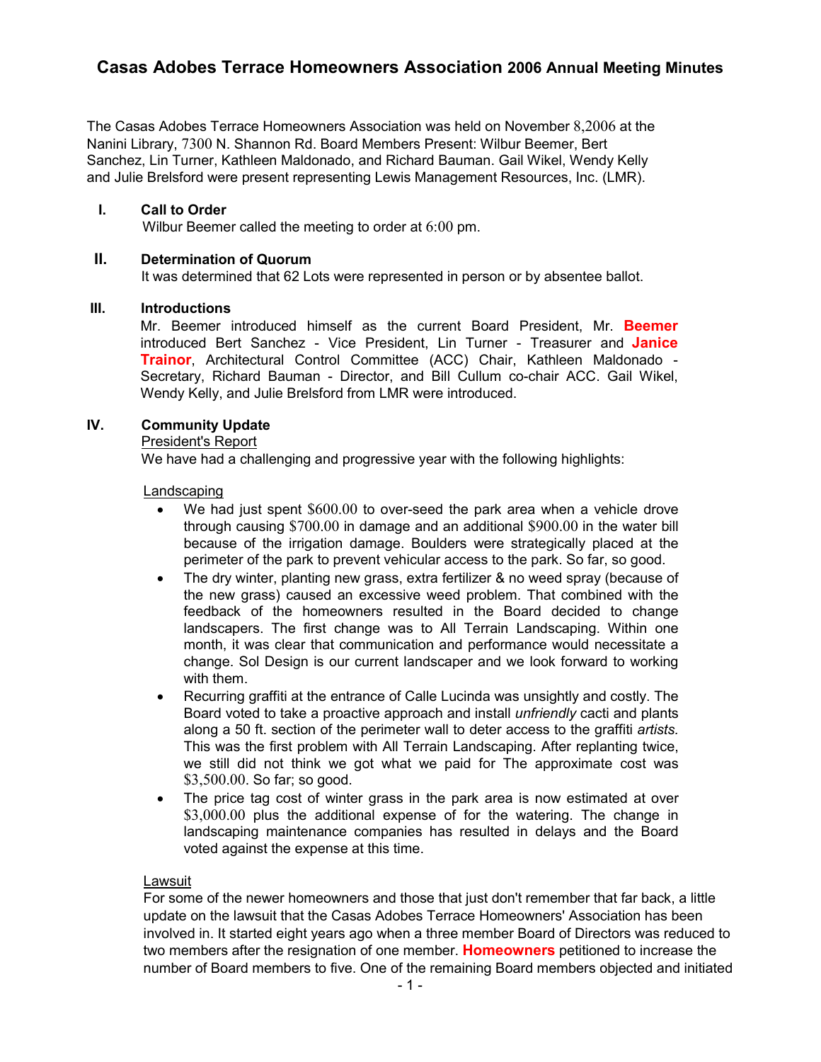# Casas Adobes Terrace Homeowners Association 2006 Annual Meeting Minutes

The Casas Adobes Terrace Homeowners Association was held on November 8,2006 at the Nanini Library, 7300 N. Shannon Rd. Board Members Present: Wilbur Beemer, Bert Sanchez, Lin Turner, Kathleen Maldonado, and Richard Bauman. Gail Wikel, Wendy Kelly and Julie Brelsford were present representing Lewis Management Resources, Inc. (LMR).

## I. Call to Order

Wilbur Beemer called the meeting to order at 6:00 pm.

## II. Determination of Quorum

It was determined that 62 Lots were represented in person or by absentee ballot.

## III. Introductions

Mr. Beemer introduced himself as the current Board President, Mr. **Beemer** introduced Bert Sanchez - Vice President, Lin Turner - Treasurer and **Janice Trainor**, Architectural Control Committee (ACC) Chair, Kathleen Maldonado - Secretary, Richard Bauman - Director, and Bill Cullum co-chair ACC. Gail Wikel, Wendy Kelly, and Julie Brelsford from LMR were introduced.

## IV. Community Update

President's Report

We have had a challenging and progressive year with the following highlights:

Landscaping

- We had just spent $600.00 to over-seed the park area when a vehicle drove through causing $700.00 in damage and an additional $900.00 in the water bill because of the irrigation damage. Boulders were strategically placed at the perimeter of the park to prevent vehicular access to the park. So far, so good.
- The dry winter, planting new grass, extra fertilizer & no weed spray (because of the new grass) caused an excessive weed problem. That combined with the feedback of the homeowners resulted in the Board decided to change landscapers. The first change was to All Terrain Landscaping. Within one month, it was clear that communication and performance would necessitate a change. Sol Design is our current landscaper and we look forward to working with them.
- Recurring graffiti at the entrance of Calle Lucinda was unsightly and costly. The Board voted to take a proactive approach and install *unfriendly* cacti and plants along a 50 ft. section of the perimeter wall to deter access to the graffiti *artists.* This was the first problem with All Terrain Landscaping. After replanting twice, we still did not think we got what we paid for The approximate cost was $3,500.00. So far; so good.
- The price tag cost of winter grass in the park area is now estimated at over $3,000.00 plus the additional expense of for the watering. The change in landscaping maintenance companies has resulted in delays and the Board voted against the expense at this time.

Lawsuit

For some of the newer homeowners and those that just don't remember that far back, a little update on the lawsuit that the Casas Adobes Terrace Homeowners' Association has been involved in. It started eight years ago when a three member Board of Directors was reduced to two members after the resignation of one member. **Homeowners** petitioned to increase the number of Board members to five. One of the remaining Board members objected and initiated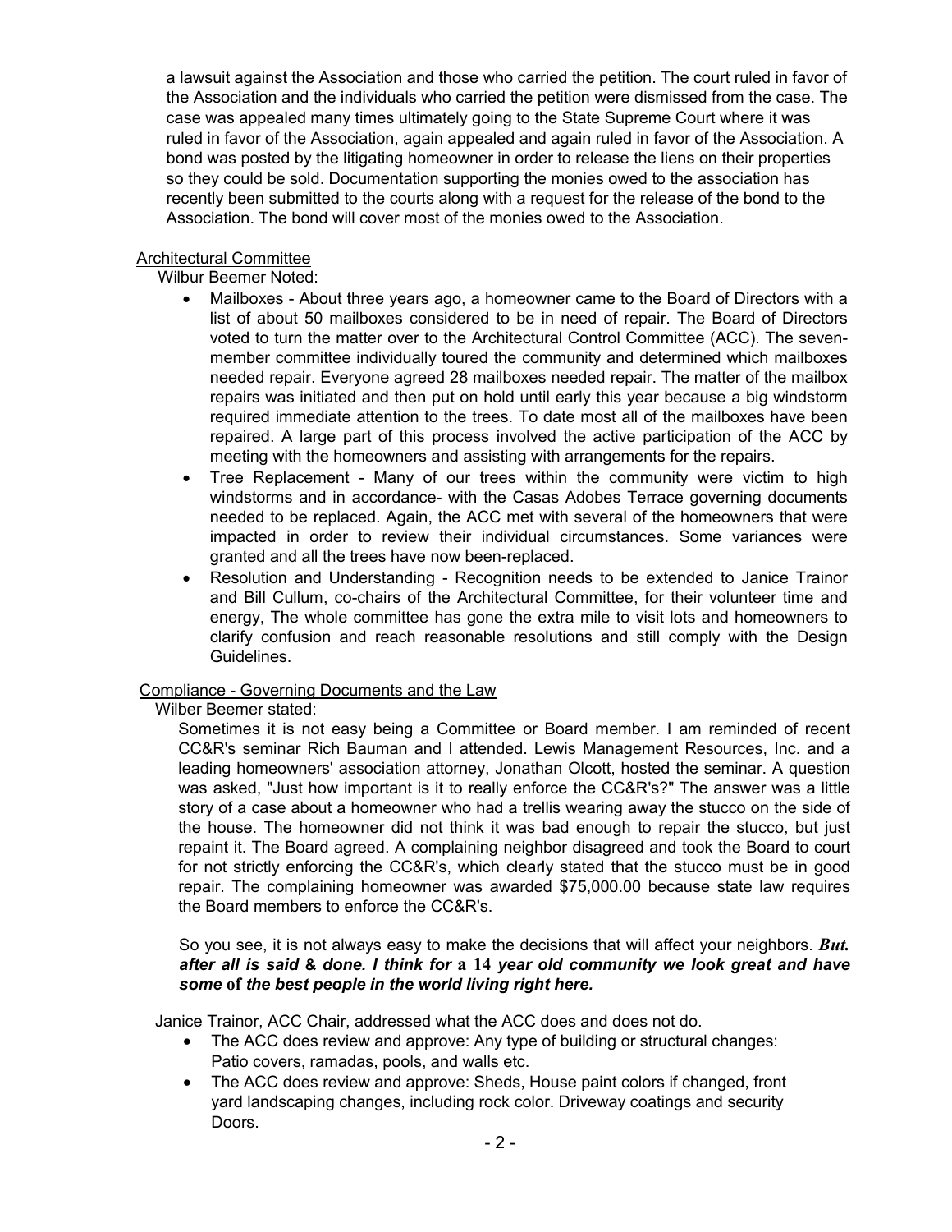a lawsuit against the Association and those who carried the petition. The court ruled in favor of the Association and the individuals who carried the petition were dismissed from the case. The case was appealed many times ultimately going to the State Supreme Court where it was ruled in favor of the Association, again appealed and again ruled in favor of the Association. A bond was posted by the litigating homeowner in order to release the liens on their properties so they could be sold. Documentation supporting the monies owed to the association has recently been submitted to the courts along with a request for the release of the bond to the Association. The bond will cover most of the monies owed to the Association.

Architectural Committee

Wilbur Beemer Noted:

- Mailboxes - About three years ago, a homeowner came to the Board of Directors with a list of about 50 mailboxes considered to be in need of repair. The Board of Directors voted to turn the matter over to the Architectural Control Committee (ACC). The seven-member committee individually toured the community and determined which mailboxes needed repair. Everyone agreed 28 mailboxes needed repair. The matter of the mailbox repairs was initiated and then put on hold until early this year because a big windstorm required immediate attention to the trees. To date most all of the mailboxes have been repaired. A large part of this process involved the active participation of the ACC by meeting with the homeowners and assisting with arrangements for the repairs.
- Tree Replacement - Many of our trees within the community were victim to high windstorms and in accordance- with the Casas Adobes Terrace governing documents needed to be replaced. Again, the ACC met with several of the homeowners that were impacted in order to review their individual circumstances. Some variances were granted and all the trees have now been-replaced.
- Resolution and Understanding - Recognition needs to be extended to Janice Trainor and Bill Cullum, co-chairs of the Architectural Committee, for their volunteer time and energy, The whole committee has gone the extra mile to visit lots and homeowners to clarify confusion and reach reasonable resolutions and still comply with the Design Guidelines.

Compliance - Governing Documents and the Law

Wilber Beemer stated:

Sometimes it is not easy being a Committee or Board member. I am reminded of recent CC&R's seminar Rich Bauman and I attended. Lewis Management Resources, Inc. and a leading homeowners' association attorney, Jonathan Olcott, hosted the seminar. A question was asked, "Just how important is it to really enforce the CC&R's?" The answer was a little story of a case about a homeowner who had a trellis wearing away the stucco on the side of the house. The homeowner did not think it was bad enough to repair the stucco, but just repaint it. The Board agreed. A complaining neighbor disagreed and took the Board to court for not strictly enforcing the CC&R's, which clearly stated that the stucco must be in good repair. The complaining homeowner was awarded $75,000.00 because state law requires the Board members to enforce the CC&R's.

So you see, it is not always easy to make the decisions that will affect your neighbors. ***But. after all is said & done. I think for a 14 year old community we look great and have some of the best people in the world living right here.***

Janice Trainor, ACC Chair, addressed what the ACC does and does not do.

- The ACC does review and approve: Any type of building or structural changes: Patio covers, ramadas, pools, and walls etc.
- The ACC does review and approve: Sheds, House paint colors if changed, front yard landscaping changes, including rock color. Driveway coatings and security Doors.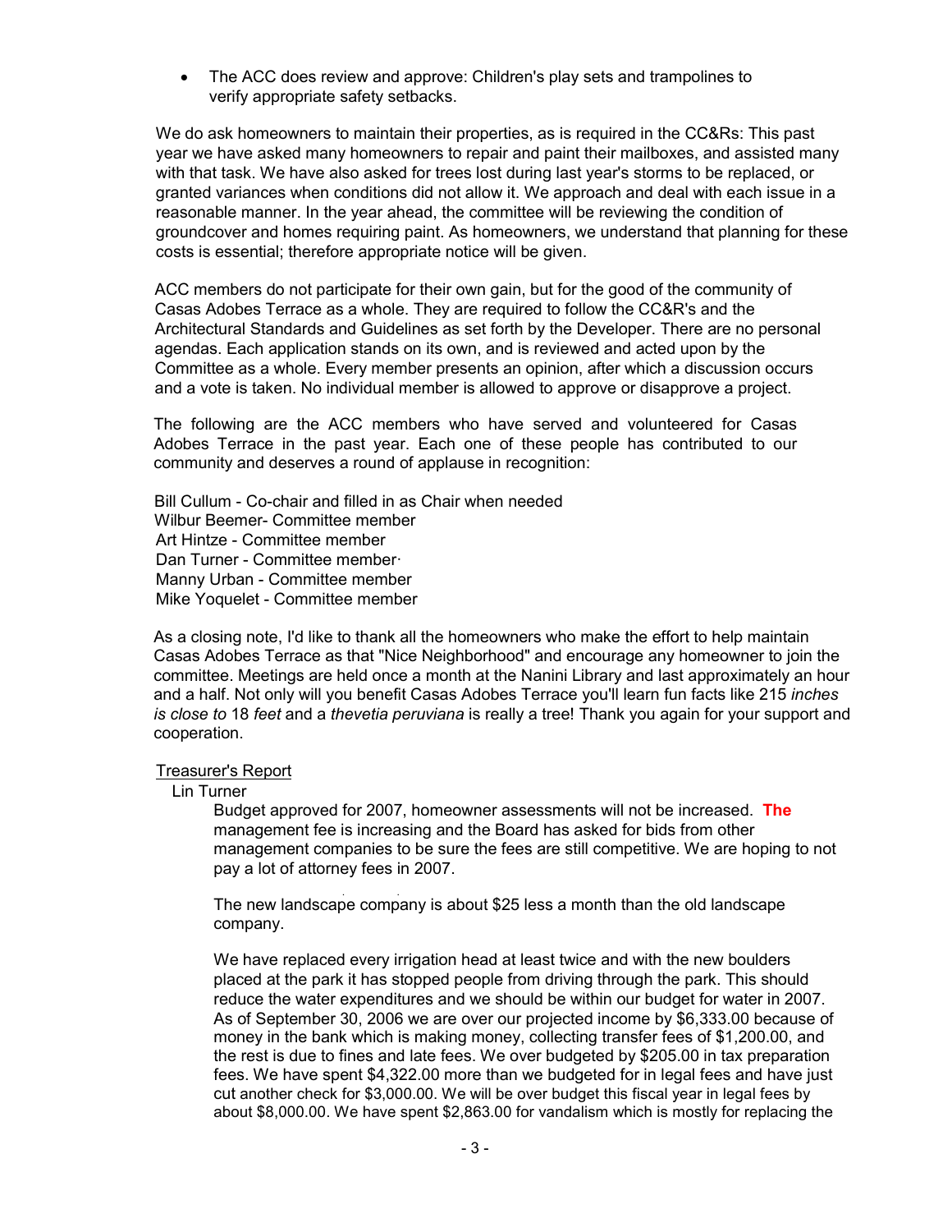- The ACC does review and approve: Children's play sets and trampolines to verify appropriate safety setbacks.

We do ask homeowners to maintain their properties, as is required in the CC&Rs: This past year we have asked many homeowners to repair and paint their mailboxes, and assisted many with that task. We have also asked for trees lost during last year's storms to be replaced, or granted variances when conditions did not allow it. We approach and deal with each issue in a reasonable manner. In the year ahead, the committee will be reviewing the condition of groundcover and homes requiring paint. As homeowners, we understand that planning for these costs is essential; therefore appropriate notice will be given.

ACC members do not participate for their own gain, but for the good of the community of Casas Adobes Terrace as a whole. They are required to follow the CC&R's and the Architectural Standards and Guidelines as set forth by the Developer. There are no personal agendas. Each application stands on its own, and is reviewed and acted upon by the Committee as a whole. Every member presents an opinion, after which a discussion occurs and a vote is taken. No individual member is allowed to approve or disapprove a project.

The following are the ACC members who have served and volunteered for Casas Adobes Terrace in the past year. Each one of these people has contributed to our community and deserves a round of applause in recognition:

Bill Cullum - Co-chair and filled in as Chair when needed
Wilbur Beemer- Committee member
Art Hintze - Committee member
Dan Turner - Committee member·
Manny Urban - Committee member
Mike Yoquelet - Committee member

As a closing note, I'd like to thank all the homeowners who make the effort to help maintain Casas Adobes Terrace as that "Nice Neighborhood" and encourage any homeowner to join the committee. Meetings are held once a month at the Nanini Library and last approximately an hour and a half. Not only will you benefit Casas Adobes Terrace you'll learn fun facts like 215 *inches is close to* 18 *feet* and a *thevetia peruviana* is really a tree! Thank you again for your support and cooperation.

Treasurer's Report

Lin Turner

Budget approved for 2007, homeowner assessments will not be increased. **The** management fee is increasing and the Board has asked for bids from other management companies to be sure the fees are still competitive. We are hoping to not pay a lot of attorney fees in 2007.

The new landscape company is about $25 less a month than the old landscape company.

We have replaced every irrigation head at least twice and with the new boulders placed at the park it has stopped people from driving through the park. This should reduce the water expenditures and we should be within our budget for water in 2007. As of September 30, 2006 we are over our projected income by $6,333.00 because of money in the bank which is making money, collecting transfer fees of $1,200.00, and the rest is due to fines and late fees. We over budgeted by $205.00 in tax preparation fees. We have spent $4,322.00 more than we budgeted for in legal fees and have just cut another check for $3,000.00. We will be over budget this fiscal year in legal fees by about $8,000.00. We have spent $2,863.00 for vandalism which is mostly for replacing the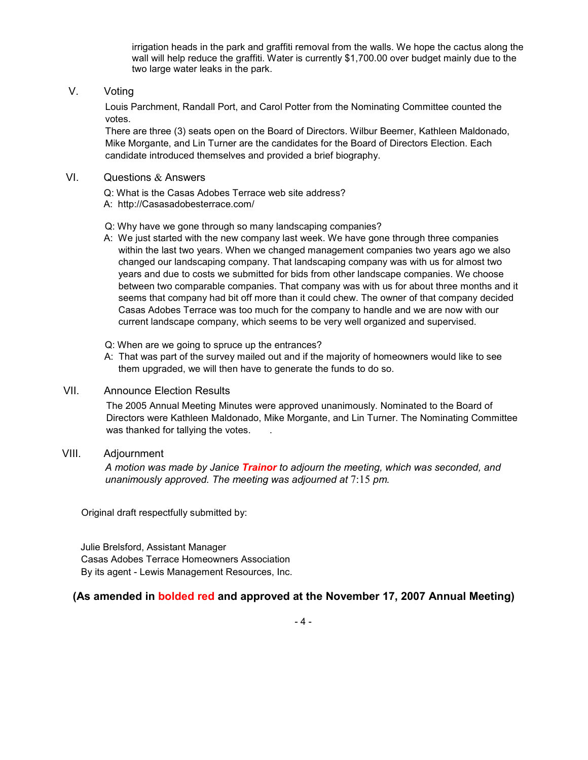irrigation heads in the park and graffiti removal from the walls. We hope the cactus along the wall will help reduce the graffiti. Water is currently $1,700.00 over budget mainly due to the two large water leaks in the park.

## V. Voting

Louis Parchment, Randall Port, and Carol Potter from the Nominating Committee counted the votes.

There are three (3) seats open on the Board of Directors. Wilbur Beemer, Kathleen Maldonado, Mike Morgante, and Lin Turner are the candidates for the Board of Directors Election. Each candidate introduced themselves and provided a brief biography.

## VI. Questions & Answers

Q: What is the Casas Adobes Terrace web site address?
A: http://Casasadobesterrace.com/

Q: Why have we gone through so many landscaping companies?
A: We just started with the new company last week. We have gone through three companies within the last two years. When we changed management companies two years ago we also changed our landscaping company. That landscaping company was with us for almost two years and due to costs we submitted for bids from other landscape companies. We choose between two comparable companies. That company was with us for about three months and it seems that company had bit off more than it could chew. The owner of that company decided Casas Adobes Terrace was too much for the company to handle and we are now with our current landscape company, which seems to be very well organized and supervised.

Q: When are we going to spruce up the entrances?
A: That was part of the survey mailed out and if the majority of homeowners would like to see them upgraded, we will then have to generate the funds to do so.

## VII. Announce Election Results

The 2005 Annual Meeting Minutes were approved unanimously. Nominated to the Board of Directors were Kathleen Maldonado, Mike Morgante, and Lin Turner. The Nominating Committee was thanked for tallying the votes.

## VIII. Adjournment

*A motion was made by Janice* ***Trainor*** *to adjourn the meeting, which was seconded, and unanimously approved. The meeting was adjourned at 7:15 pm.*

Original draft respectfully submitted by:

Julie Brelsford, Assistant Manager
Casas Adobes Terrace Homeowners Association
By its agent - Lewis Management Resources, Inc.

**(As amended in bolded red and approved at the November 17, 2007 Annual Meeting)**